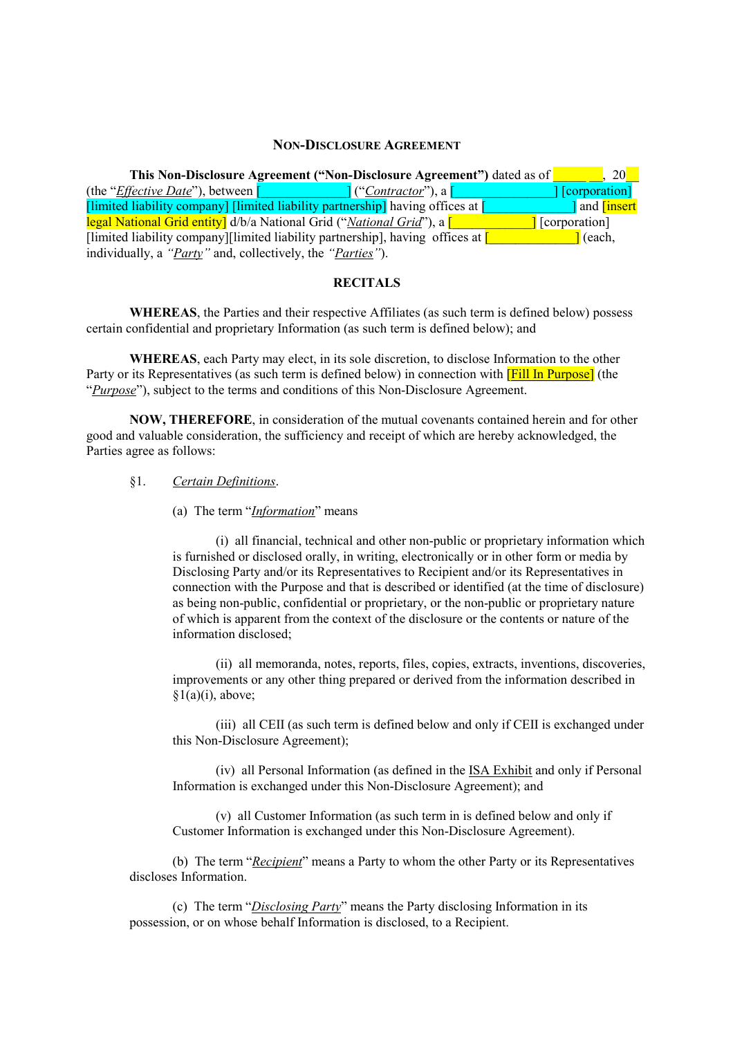# Non-Disclosure Agreement

**This Non-Disclosure Agreement ("Non-Disclosure Agreement")** dated as of [_____ __], 20[__] (the "*Effective Date*"), between [_____________] ("*Contractor*"), a [_______________] [corporation] [limited liability company] [limited liability partnership] having offices at [______________] and [insert legal National Grid entity] d/b/a National Grid ("*National Grid*"), a [____________] [corporation] [limited liability company][limited liability partnership], having offices at [_____________] (each, individually, a *"Party"* and, collectively, the *"Parties"*).

## RECITALS

**WHEREAS**, the Parties and their respective Affiliates (as such term is defined below) possess certain confidential and proprietary Information (as such term is defined below); and

**WHEREAS**, each Party may elect, in its sole discretion, to disclose Information to the other Party or its Representatives (as such term is defined below) in connection with [Fill In Purpose] (the "*Purpose*"), subject to the terms and conditions of this Non-Disclosure Agreement.

**NOW, THEREFORE**, in consideration of the mutual covenants contained herein and for other good and valuable consideration, the sufficiency and receipt of which are hereby acknowledged, the Parties agree as follows:

§1. *Certain Definitions*.

(a) The term "*Information*" means

(i) all financial, technical and other non-public or proprietary information which is furnished or disclosed orally, in writing, electronically or in other form or media by Disclosing Party and/or its Representatives to Recipient and/or its Representatives in connection with the Purpose and that is described or identified (at the time of disclosure) as being non-public, confidential or proprietary, or the non-public or proprietary nature of which is apparent from the context of the disclosure or the contents or nature of the information disclosed;

(ii) all memoranda, notes, reports, files, copies, extracts, inventions, discoveries, improvements or any other thing prepared or derived from the information described in §1(a)(i), above;

(iii) all CEII (as such term is defined below and only if CEII is exchanged under this Non-Disclosure Agreement);

(iv) all Personal Information (as defined in the ISA Exhibit and only if Personal Information is exchanged under this Non-Disclosure Agreement); and

(v) all Customer Information (as such term in is defined below and only if Customer Information is exchanged under this Non-Disclosure Agreement).

(b) The term "*Recipient*" means a Party to whom the other Party or its Representatives discloses Information.

(c) The term "*Disclosing Party*" means the Party disclosing Information in its possession, or on whose behalf Information is disclosed, to a Recipient.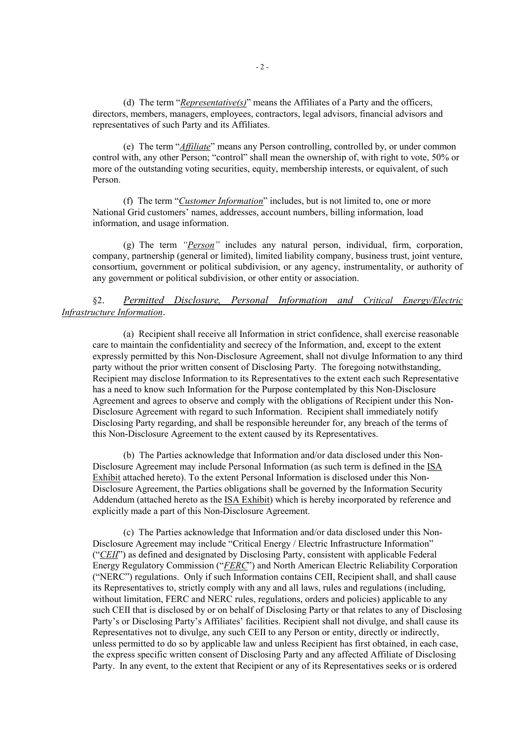(d) The term "*Representative(s)*" means the Affiliates of a Party and the officers, directors, members, managers, employees, contractors, legal advisors, financial advisors and representatives of such Party and its Affiliates.

(e) The term "*Affiliate*" means any Person controlling, controlled by, or under common control with, any other Person; "control" shall mean the ownership of, with right to vote, 50% or more of the outstanding voting securities, equity, membership interests, or equivalent, of such Person.

(f) The term "*Customer Information*" includes, but is not limited to, one or more National Grid customers' names, addresses, account numbers, billing information, load information, and usage information.

(g) The term *"Person"* includes any natural person, individual, firm, corporation, company, partnership (general or limited), limited liability company, business trust, joint venture, consortium, government or political subdivision, or any agency, instrumentality, or authority of any government or political subdivision, or other entity or association.

§2. *Permitted Disclosure, Personal Information and Critical Energy/Electric Infrastructure Information*.

(a) Recipient shall receive all Information in strict confidence, shall exercise reasonable care to maintain the confidentiality and secrecy of the Information, and, except to the extent expressly permitted by this Non-Disclosure Agreement, shall not divulge Information to any third party without the prior written consent of Disclosing Party. The foregoing notwithstanding, Recipient may disclose Information to its Representatives to the extent each such Representative has a need to know such Information for the Purpose contemplated by this Non-Disclosure Agreement and agrees to observe and comply with the obligations of Recipient under this Non-Disclosure Agreement with regard to such Information. Recipient shall immediately notify Disclosing Party regarding, and shall be responsible hereunder for, any breach of the terms of this Non-Disclosure Agreement to the extent caused by its Representatives.

(b) The Parties acknowledge that Information and/or data disclosed under this Non-Disclosure Agreement may include Personal Information (as such term is defined in the ISA Exhibit attached hereto). To the extent Personal Information is disclosed under this Non-Disclosure Agreement, the Parties obligations shall be governed by the Information Security Addendum (attached hereto as the ISA Exhibit) which is hereby incorporated by reference and explicitly made a part of this Non-Disclosure Agreement.

(c) The Parties acknowledge that Information and/or data disclosed under this Non-Disclosure Agreement may include "Critical Energy / Electric Infrastructure Information" ("*CEII*") as defined and designated by Disclosing Party, consistent with applicable Federal Energy Regulatory Commission ("*FERC*") and North American Electric Reliability Corporation ("NERC") regulations. Only if such Information contains CEII, Recipient shall, and shall cause its Representatives to, strictly comply with any and all laws, rules and regulations (including, without limitation, FERC and NERC rules, regulations, orders and policies) applicable to any such CEII that is disclosed by or on behalf of Disclosing Party or that relates to any of Disclosing Party's or Disclosing Party's Affiliates' facilities. Recipient shall not divulge, and shall cause its Representatives not to divulge, any such CEII to any Person or entity, directly or indirectly, unless permitted to do so by applicable law and unless Recipient has first obtained, in each case, the express specific written consent of Disclosing Party and any affected Affiliate of Disclosing Party. In any event, to the extent that Recipient or any of its Representatives seeks or is ordered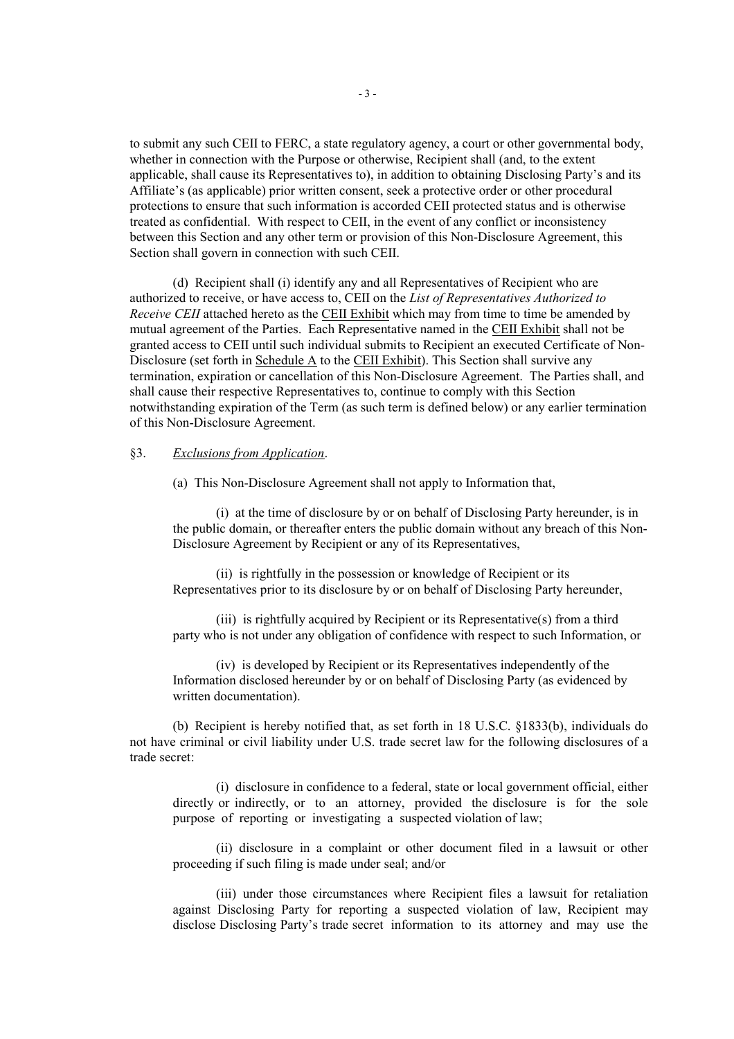to submit any such CEII to FERC, a state regulatory agency, a court or other governmental body, whether in connection with the Purpose or otherwise, Recipient shall (and, to the extent applicable, shall cause its Representatives to), in addition to obtaining Disclosing Party's and its Affiliate's (as applicable) prior written consent, seek a protective order or other procedural protections to ensure that such information is accorded CEII protected status and is otherwise treated as confidential. With respect to CEII, in the event of any conflict or inconsistency between this Section and any other term or provision of this Non-Disclosure Agreement, this Section shall govern in connection with such CEII.

(d) Recipient shall (i) identify any and all Representatives of Recipient who are authorized to receive, or have access to, CEII on the *List of Representatives Authorized to Receive CEII* attached hereto as the CEII Exhibit which may from time to time be amended by mutual agreement of the Parties. Each Representative named in the CEII Exhibit shall not be granted access to CEII until such individual submits to Recipient an executed Certificate of Non-Disclosure (set forth in Schedule A to the CEII Exhibit). This Section shall survive any termination, expiration or cancellation of this Non-Disclosure Agreement. The Parties shall, and shall cause their respective Representatives to, continue to comply with this Section notwithstanding expiration of the Term (as such term is defined below) or any earlier termination of this Non-Disclosure Agreement.

§3. *Exclusions from Application*.

(a) This Non-Disclosure Agreement shall not apply to Information that,

(i) at the time of disclosure by or on behalf of Disclosing Party hereunder, is in the public domain, or thereafter enters the public domain without any breach of this Non-Disclosure Agreement by Recipient or any of its Representatives,

(ii) is rightfully in the possession or knowledge of Recipient or its Representatives prior to its disclosure by or on behalf of Disclosing Party hereunder,

(iii) is rightfully acquired by Recipient or its Representative(s) from a third party who is not under any obligation of confidence with respect to such Information, or

(iv) is developed by Recipient or its Representatives independently of the Information disclosed hereunder by or on behalf of Disclosing Party (as evidenced by written documentation).

(b) Recipient is hereby notified that, as set forth in 18 U.S.C. §1833(b), individuals do not have criminal or civil liability under U.S. trade secret law for the following disclosures of a trade secret:

(i) disclosure in confidence to a federal, state or local government official, either directly or indirectly, or to an attorney, provided the disclosure is for the sole purpose of reporting or investigating a suspected violation of law;

(ii) disclosure in a complaint or other document filed in a lawsuit or other proceeding if such filing is made under seal; and/or

(iii) under those circumstances where Recipient files a lawsuit for retaliation against Disclosing Party for reporting a suspected violation of law, Recipient may disclose Disclosing Party's trade secret information to its attorney and may use the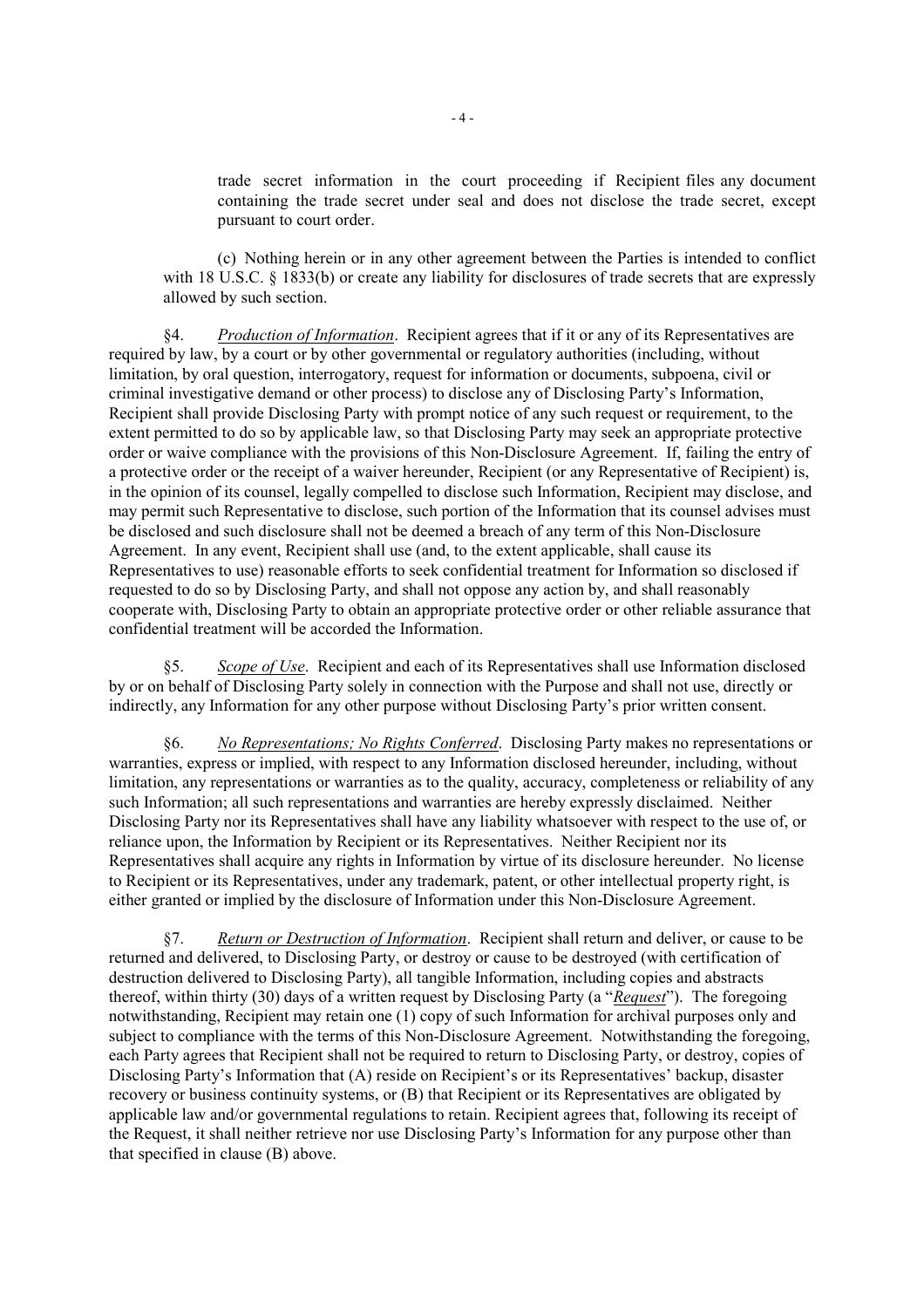trade secret information in the court proceeding if Recipient files any document containing the trade secret under seal and does not disclose the trade secret, except pursuant to court order.

(c) Nothing herein or in any other agreement between the Parties is intended to conflict with 18 U.S.C. § 1833(b) or create any liability for disclosures of trade secrets that are expressly allowed by such section.

§4. *Production of Information*. Recipient agrees that if it or any of its Representatives are required by law, by a court or by other governmental or regulatory authorities (including, without limitation, by oral question, interrogatory, request for information or documents, subpoena, civil or criminal investigative demand or other process) to disclose any of Disclosing Party's Information, Recipient shall provide Disclosing Party with prompt notice of any such request or requirement, to the extent permitted to do so by applicable law, so that Disclosing Party may seek an appropriate protective order or waive compliance with the provisions of this Non-Disclosure Agreement. If, failing the entry of a protective order or the receipt of a waiver hereunder, Recipient (or any Representative of Recipient) is, in the opinion of its counsel, legally compelled to disclose such Information, Recipient may disclose, and may permit such Representative to disclose, such portion of the Information that its counsel advises must be disclosed and such disclosure shall not be deemed a breach of any term of this Non-Disclosure Agreement. In any event, Recipient shall use (and, to the extent applicable, shall cause its Representatives to use) reasonable efforts to seek confidential treatment for Information so disclosed if requested to do so by Disclosing Party, and shall not oppose any action by, and shall reasonably cooperate with, Disclosing Party to obtain an appropriate protective order or other reliable assurance that confidential treatment will be accorded the Information.

§5. *Scope of Use*. Recipient and each of its Representatives shall use Information disclosed by or on behalf of Disclosing Party solely in connection with the Purpose and shall not use, directly or indirectly, any Information for any other purpose without Disclosing Party's prior written consent.

§6. *No Representations; No Rights Conferred*. Disclosing Party makes no representations or warranties, express or implied, with respect to any Information disclosed hereunder, including, without limitation, any representations or warranties as to the quality, accuracy, completeness or reliability of any such Information; all such representations and warranties are hereby expressly disclaimed. Neither Disclosing Party nor its Representatives shall have any liability whatsoever with respect to the use of, or reliance upon, the Information by Recipient or its Representatives. Neither Recipient nor its Representatives shall acquire any rights in Information by virtue of its disclosure hereunder. No license to Recipient or its Representatives, under any trademark, patent, or other intellectual property right, is either granted or implied by the disclosure of Information under this Non-Disclosure Agreement.

§7. *Return or Destruction of Information*. Recipient shall return and deliver, or cause to be returned and delivered, to Disclosing Party, or destroy or cause to be destroyed (with certification of destruction delivered to Disclosing Party), all tangible Information, including copies and abstracts thereof, within thirty (30) days of a written request by Disclosing Party (a "*Request*"). The foregoing notwithstanding, Recipient may retain one (1) copy of such Information for archival purposes only and subject to compliance with the terms of this Non-Disclosure Agreement. Notwithstanding the foregoing, each Party agrees that Recipient shall not be required to return to Disclosing Party, or destroy, copies of Disclosing Party's Information that (A) reside on Recipient's or its Representatives' backup, disaster recovery or business continuity systems, or (B) that Recipient or its Representatives are obligated by applicable law and/or governmental regulations to retain. Recipient agrees that, following its receipt of the Request, it shall neither retrieve nor use Disclosing Party's Information for any purpose other than that specified in clause (B) above.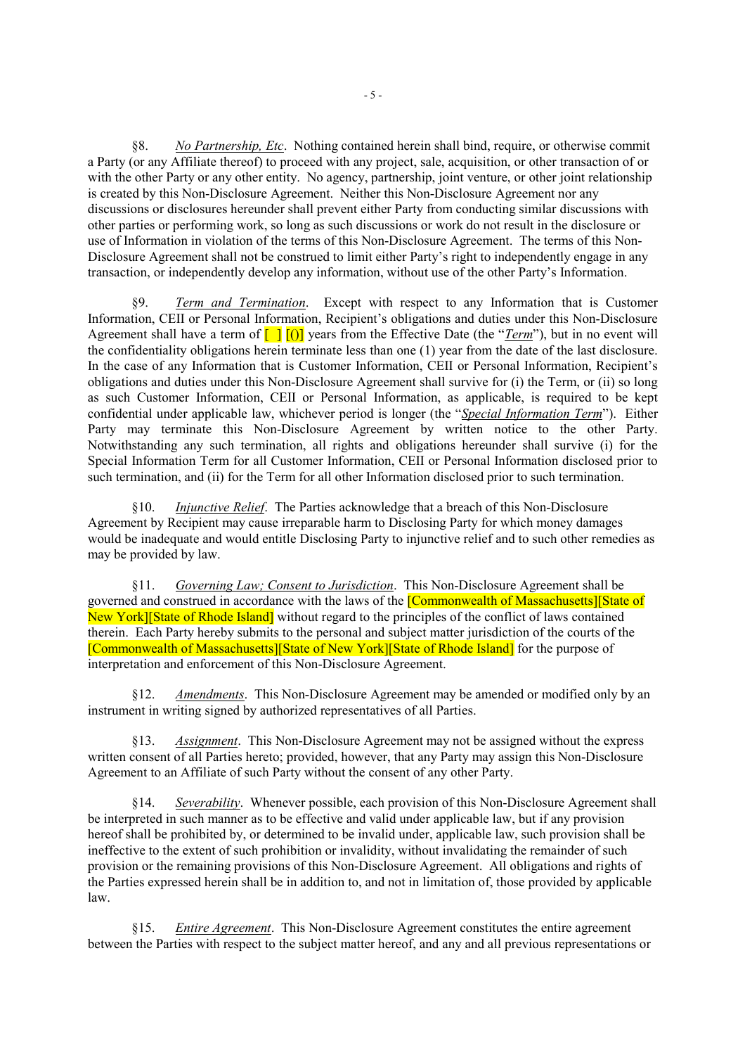§8. *No Partnership, Etc*. Nothing contained herein shall bind, require, or otherwise commit a Party (or any Affiliate thereof) to proceed with any project, sale, acquisition, or other transaction of or with the other Party or any other entity. No agency, partnership, joint venture, or other joint relationship is created by this Non-Disclosure Agreement. Neither this Non-Disclosure Agreement nor any discussions or disclosures hereunder shall prevent either Party from conducting similar discussions with other parties or performing work, so long as such discussions or work do not result in the disclosure or use of Information in violation of the terms of this Non-Disclosure Agreement. The terms of this Non-Disclosure Agreement shall not be construed to limit either Party's right to independently engage in any transaction, or independently develop any information, without use of the other Party's Information.

§9. *Term and Termination*. Except with respect to any Information that is Customer Information, CEII or Personal Information, Recipient's obligations and duties under this Non-Disclosure Agreement shall have a term of [ ] [()] years from the Effective Date (the "*Term*"), but in no event will the confidentiality obligations herein terminate less than one (1) year from the date of the last disclosure. In the case of any Information that is Customer Information, CEII or Personal Information, Recipient's obligations and duties under this Non-Disclosure Agreement shall survive for (i) the Term, or (ii) so long as such Customer Information, CEII or Personal Information, as applicable, is required to be kept confidential under applicable law, whichever period is longer (the "*Special Information Term*"). Either Party may terminate this Non-Disclosure Agreement by written notice to the other Party. Notwithstanding any such termination, all rights and obligations hereunder shall survive (i) for the Special Information Term for all Customer Information, CEII or Personal Information disclosed prior to such termination, and (ii) for the Term for all other Information disclosed prior to such termination.

§10. *Injunctive Relief*. The Parties acknowledge that a breach of this Non-Disclosure Agreement by Recipient may cause irreparable harm to Disclosing Party for which money damages would be inadequate and would entitle Disclosing Party to injunctive relief and to such other remedies as may be provided by law.

§11. *Governing Law; Consent to Jurisdiction*. This Non-Disclosure Agreement shall be governed and construed in accordance with the laws of the [Commonwealth of Massachusetts][State of New York][State of Rhode Island] without regard to the principles of the conflict of laws contained therein. Each Party hereby submits to the personal and subject matter jurisdiction of the courts of the [Commonwealth of Massachusetts][State of New York][State of Rhode Island] for the purpose of interpretation and enforcement of this Non-Disclosure Agreement.

§12. *Amendments*. This Non-Disclosure Agreement may be amended or modified only by an instrument in writing signed by authorized representatives of all Parties.

§13. *Assignment*. This Non-Disclosure Agreement may not be assigned without the express written consent of all Parties hereto; provided, however, that any Party may assign this Non-Disclosure Agreement to an Affiliate of such Party without the consent of any other Party.

§14. *Severability*. Whenever possible, each provision of this Non-Disclosure Agreement shall be interpreted in such manner as to be effective and valid under applicable law, but if any provision hereof shall be prohibited by, or determined to be invalid under, applicable law, such provision shall be ineffective to the extent of such prohibition or invalidity, without invalidating the remainder of such provision or the remaining provisions of this Non-Disclosure Agreement. All obligations and rights of the Parties expressed herein shall be in addition to, and not in limitation of, those provided by applicable law.

§15. *Entire Agreement*. This Non-Disclosure Agreement constitutes the entire agreement between the Parties with respect to the subject matter hereof, and any and all previous representations or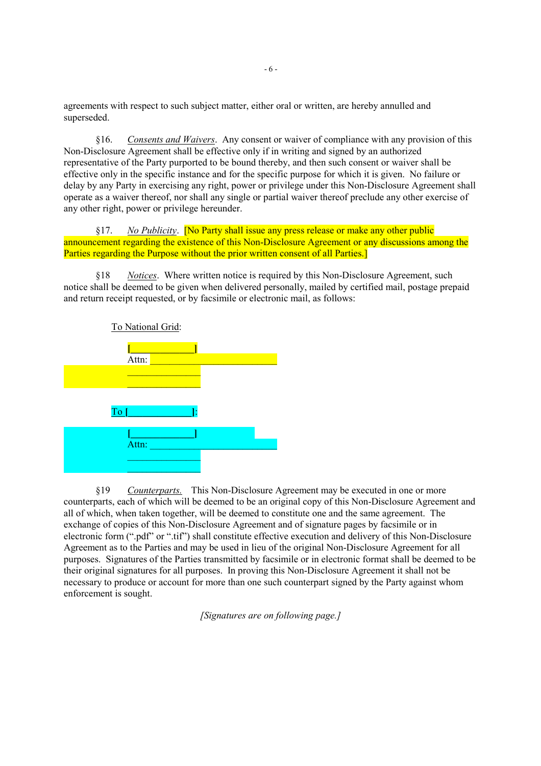agreements with respect to such subject matter, either oral or written, are hereby annulled and superseded.

§16. *Consents and Waivers*. Any consent or waiver of compliance with any provision of this Non-Disclosure Agreement shall be effective only if in writing and signed by an authorized representative of the Party purported to be bound thereby, and then such consent or waiver shall be effective only in the specific instance and for the specific purpose for which it is given. No failure or delay by any Party in exercising any right, power or privilege under this Non-Disclosure Agreement shall operate as a waiver thereof, nor shall any single or partial waiver thereof preclude any other exercise of any other right, power or privilege hereunder.

§17. *No Publicity*. [No Party shall issue any press release or make any other public announcement regarding the existence of this Non-Disclosure Agreement or any discussions among the Parties regarding the Purpose without the prior written consent of all Parties.]

§18 *Notices*. Where written notice is required by this Non-Disclosure Agreement, such notice shall be deemed to be given when delivered personally, mailed by certified mail, postage prepaid and return receipt requested, or by facsimile or electronic mail, as follows:

To National Grid:

[____________]
Attn: ________________________
______________
______________

To [____________]:

[____________]
Attn: ________________________
______________
______________

§19 *Counterparts.* This Non-Disclosure Agreement may be executed in one or more counterparts, each of which will be deemed to be an original copy of this Non-Disclosure Agreement and all of which, when taken together, will be deemed to constitute one and the same agreement. The exchange of copies of this Non-Disclosure Agreement and of signature pages by facsimile or in electronic form (".pdf" or ".tif") shall constitute effective execution and delivery of this Non-Disclosure Agreement as to the Parties and may be used in lieu of the original Non-Disclosure Agreement for all purposes. Signatures of the Parties transmitted by facsimile or in electronic format shall be deemed to be their original signatures for all purposes. In proving this Non-Disclosure Agreement it shall not be necessary to produce or account for more than one such counterpart signed by the Party against whom enforcement is sought.

*[Signatures are on following page.]*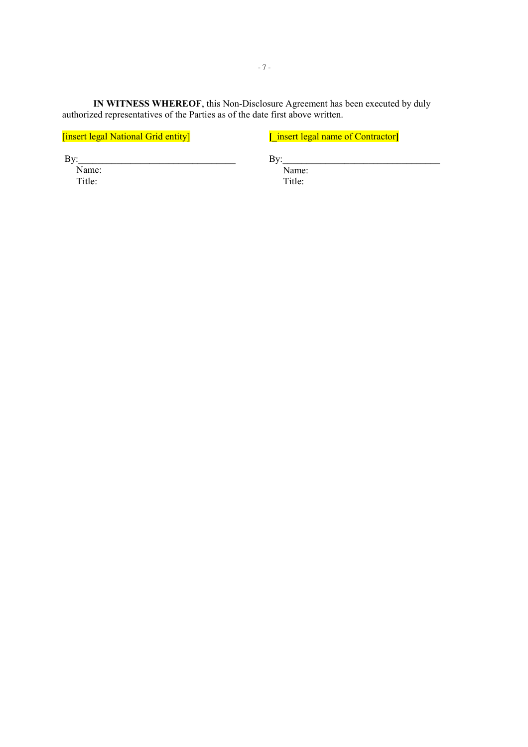**IN WITNESS WHEREOF**, this Non-Disclosure Agreement has been executed by duly authorized representatives of the Parties as of the date first above written.

| [insert legal National Grid entity] | [_insert legal name of Contractor] |
| --- | --- |
| By:________________________________ | By:________________________________ |
| Name: | Name: |
| Title: | Title: |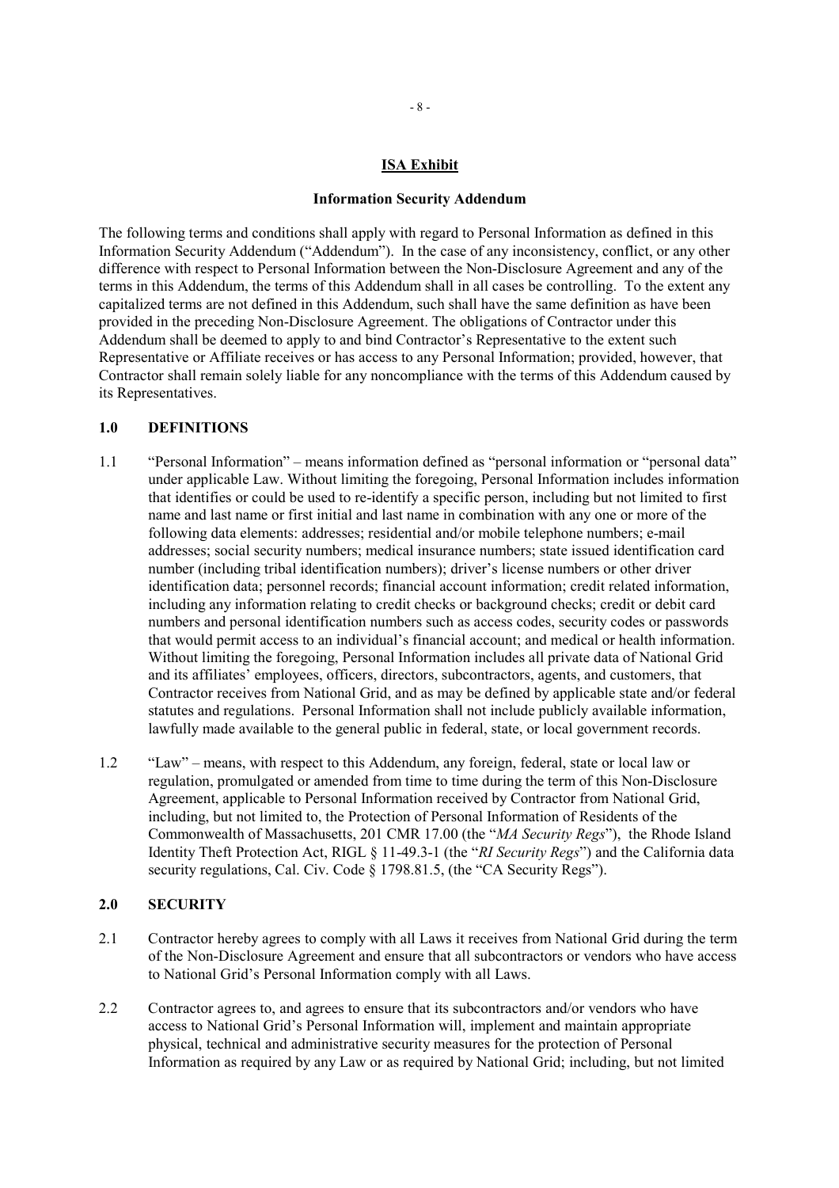**ISA Exhibit**

**Information Security Addendum**

The following terms and conditions shall apply with regard to Personal Information as defined in this Information Security Addendum ("Addendum"). In the case of any inconsistency, conflict, or any other difference with respect to Personal Information between the Non-Disclosure Agreement and any of the terms in this Addendum, the terms of this Addendum shall in all cases be controlling. To the extent any capitalized terms are not defined in this Addendum, such shall have the same definition as have been provided in the preceding Non-Disclosure Agreement. The obligations of Contractor under this Addendum shall be deemed to apply to and bind Contractor's Representative to the extent such Representative or Affiliate receives or has access to any Personal Information; provided, however, that Contractor shall remain solely liable for any noncompliance with the terms of this Addendum caused by its Representatives.

## 1.0 DEFINITIONS

1.1 "Personal Information" – means information defined as "personal information or "personal data" under applicable Law. Without limiting the foregoing, Personal Information includes information that identifies or could be used to re-identify a specific person, including but not limited to first name and last name or first initial and last name in combination with any one or more of the following data elements: addresses; residential and/or mobile telephone numbers; e-mail addresses; social security numbers; medical insurance numbers; state issued identification card number (including tribal identification numbers); driver's license numbers or other driver identification data; personnel records; financial account information; credit related information, including any information relating to credit checks or background checks; credit or debit card numbers and personal identification numbers such as access codes, security codes or passwords that would permit access to an individual's financial account; and medical or health information. Without limiting the foregoing, Personal Information includes all private data of National Grid and its affiliates' employees, officers, directors, subcontractors, agents, and customers, that Contractor receives from National Grid, and as may be defined by applicable state and/or federal statutes and regulations. Personal Information shall not include publicly available information, lawfully made available to the general public in federal, state, or local government records.

1.2 "Law" – means, with respect to this Addendum, any foreign, federal, state or local law or regulation, promulgated or amended from time to time during the term of this Non-Disclosure Agreement, applicable to Personal Information received by Contractor from National Grid, including, but not limited to, the Protection of Personal Information of Residents of the Commonwealth of Massachusetts, 201 CMR 17.00 (the "*MA Security Regs*"), the Rhode Island Identity Theft Protection Act, RIGL § 11-49.3-1 (the "*RI Security Regs*") and the California data security regulations, Cal. Civ. Code § 1798.81.5, (the "CA Security Regs").

## 2.0 SECURITY

2.1 Contractor hereby agrees to comply with all Laws it receives from National Grid during the term of the Non-Disclosure Agreement and ensure that all subcontractors or vendors who have access to National Grid's Personal Information comply with all Laws.

2.2 Contractor agrees to, and agrees to ensure that its subcontractors and/or vendors who have access to National Grid's Personal Information will, implement and maintain appropriate physical, technical and administrative security measures for the protection of Personal Information as required by any Law or as required by National Grid; including, but not limited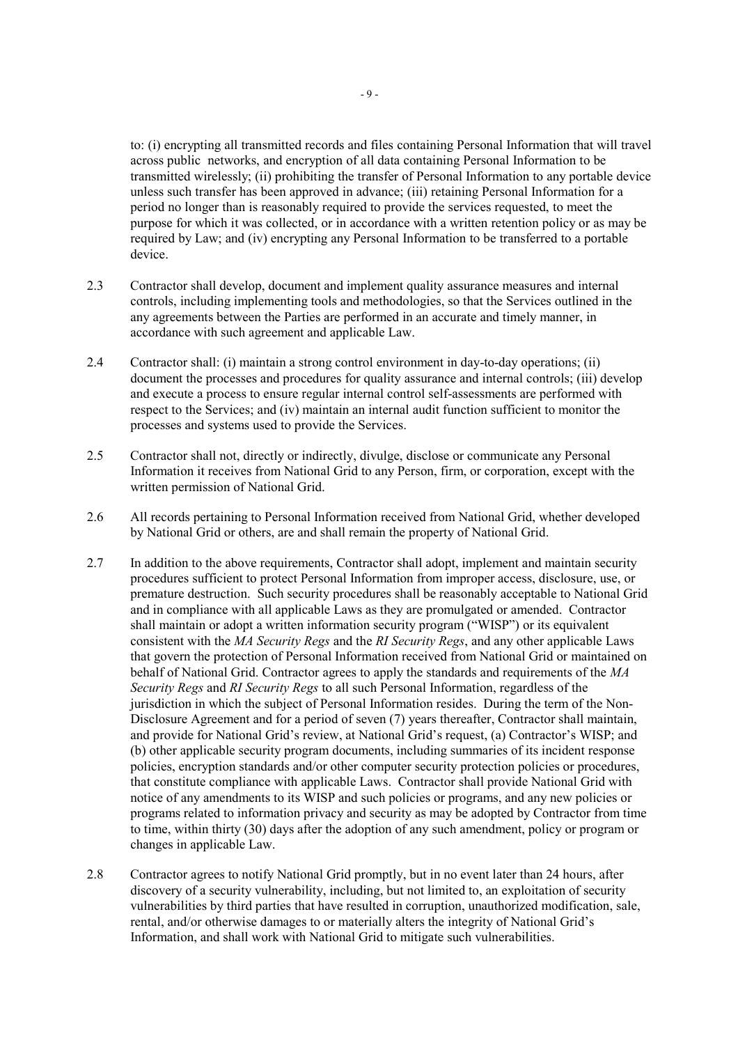to: (i) encrypting all transmitted records and files containing Personal Information that will travel across public networks, and encryption of all data containing Personal Information to be transmitted wirelessly; (ii) prohibiting the transfer of Personal Information to any portable device unless such transfer has been approved in advance; (iii) retaining Personal Information for a period no longer than is reasonably required to provide the services requested, to meet the purpose for which it was collected, or in accordance with a written retention policy or as may be required by Law; and (iv) encrypting any Personal Information to be transferred to a portable device.

2.3 Contractor shall develop, document and implement quality assurance measures and internal controls, including implementing tools and methodologies, so that the Services outlined in the any agreements between the Parties are performed in an accurate and timely manner, in accordance with such agreement and applicable Law.

2.4 Contractor shall: (i) maintain a strong control environment in day-to-day operations; (ii) document the processes and procedures for quality assurance and internal controls; (iii) develop and execute a process to ensure regular internal control self-assessments are performed with respect to the Services; and (iv) maintain an internal audit function sufficient to monitor the processes and systems used to provide the Services.

2.5 Contractor shall not, directly or indirectly, divulge, disclose or communicate any Personal Information it receives from National Grid to any Person, firm, or corporation, except with the written permission of National Grid.

2.6 All records pertaining to Personal Information received from National Grid, whether developed by National Grid or others, are and shall remain the property of National Grid.

2.7 In addition to the above requirements, Contractor shall adopt, implement and maintain security procedures sufficient to protect Personal Information from improper access, disclosure, use, or premature destruction. Such security procedures shall be reasonably acceptable to National Grid and in compliance with all applicable Laws as they are promulgated or amended. Contractor shall maintain or adopt a written information security program ("WISP") or its equivalent consistent with the *MA Security Regs* and the *RI Security Regs*, and any other applicable Laws that govern the protection of Personal Information received from National Grid or maintained on behalf of National Grid. Contractor agrees to apply the standards and requirements of the *MA Security Regs* and *RI Security Regs* to all such Personal Information, regardless of the jurisdiction in which the subject of Personal Information resides. During the term of the Non-Disclosure Agreement and for a period of seven (7) years thereafter, Contractor shall maintain, and provide for National Grid's review, at National Grid's request, (a) Contractor's WISP; and (b) other applicable security program documents, including summaries of its incident response policies, encryption standards and/or other computer security protection policies or procedures, that constitute compliance with applicable Laws. Contractor shall provide National Grid with notice of any amendments to its WISP and such policies or programs, and any new policies or programs related to information privacy and security as may be adopted by Contractor from time to time, within thirty (30) days after the adoption of any such amendment, policy or program or changes in applicable Law.

2.8 Contractor agrees to notify National Grid promptly, but in no event later than 24 hours, after discovery of a security vulnerability, including, but not limited to, an exploitation of security vulnerabilities by third parties that have resulted in corruption, unauthorized modification, sale, rental, and/or otherwise damages to or materially alters the integrity of National Grid's Information, and shall work with National Grid to mitigate such vulnerabilities.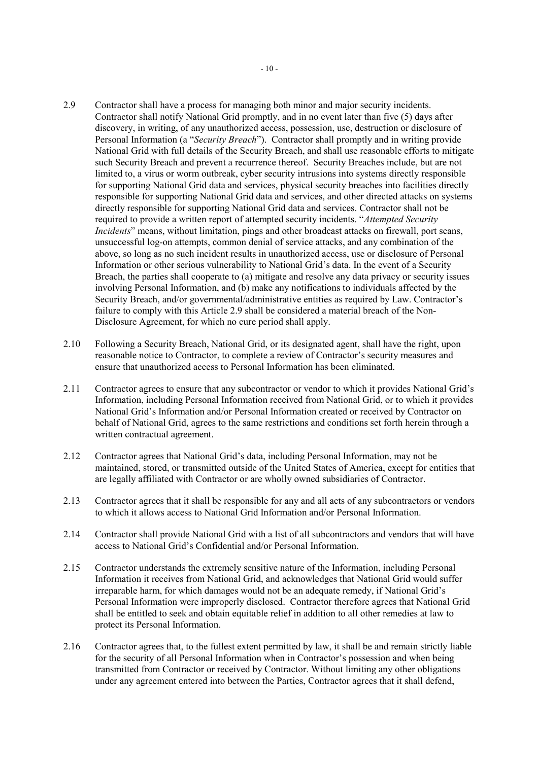2.9 Contractor shall have a process for managing both minor and major security incidents. Contractor shall notify National Grid promptly, and in no event later than five (5) days after discovery, in writing, of any unauthorized access, possession, use, destruction or disclosure of Personal Information (a "*Security Breach*"). Contractor shall promptly and in writing provide National Grid with full details of the Security Breach, and shall use reasonable efforts to mitigate such Security Breach and prevent a recurrence thereof. Security Breaches include, but are not limited to, a virus or worm outbreak, cyber security intrusions into systems directly responsible for supporting National Grid data and services, physical security breaches into facilities directly responsible for supporting National Grid data and services, and other directed attacks on systems directly responsible for supporting National Grid data and services. Contractor shall not be required to provide a written report of attempted security incidents. "*Attempted Security Incidents*" means, without limitation, pings and other broadcast attacks on firewall, port scans, unsuccessful log-on attempts, common denial of service attacks, and any combination of the above, so long as no such incident results in unauthorized access, use or disclosure of Personal Information or other serious vulnerability to National Grid's data. In the event of a Security Breach, the parties shall cooperate to (a) mitigate and resolve any data privacy or security issues involving Personal Information, and (b) make any notifications to individuals affected by the Security Breach, and/or governmental/administrative entities as required by Law. Contractor's failure to comply with this Article 2.9 shall be considered a material breach of the Non-Disclosure Agreement, for which no cure period shall apply.

2.10 Following a Security Breach, National Grid, or its designated agent, shall have the right, upon reasonable notice to Contractor, to complete a review of Contractor's security measures and ensure that unauthorized access to Personal Information has been eliminated.

2.11 Contractor agrees to ensure that any subcontractor or vendor to which it provides National Grid's Information, including Personal Information received from National Grid, or to which it provides National Grid's Information and/or Personal Information created or received by Contractor on behalf of National Grid, agrees to the same restrictions and conditions set forth herein through a written contractual agreement.

2.12 Contractor agrees that National Grid's data, including Personal Information, may not be maintained, stored, or transmitted outside of the United States of America, except for entities that are legally affiliated with Contractor or are wholly owned subsidiaries of Contractor.

2.13 Contractor agrees that it shall be responsible for any and all acts of any subcontractors or vendors to which it allows access to National Grid Information and/or Personal Information.

2.14 Contractor shall provide National Grid with a list of all subcontractors and vendors that will have access to National Grid's Confidential and/or Personal Information.

2.15 Contractor understands the extremely sensitive nature of the Information, including Personal Information it receives from National Grid, and acknowledges that National Grid would suffer irreparable harm, for which damages would not be an adequate remedy, if National Grid's Personal Information were improperly disclosed. Contractor therefore agrees that National Grid shall be entitled to seek and obtain equitable relief in addition to all other remedies at law to protect its Personal Information.

2.16 Contractor agrees that, to the fullest extent permitted by law, it shall be and remain strictly liable for the security of all Personal Information when in Contractor's possession and when being transmitted from Contractor or received by Contractor. Without limiting any other obligations under any agreement entered into between the Parties, Contractor agrees that it shall defend,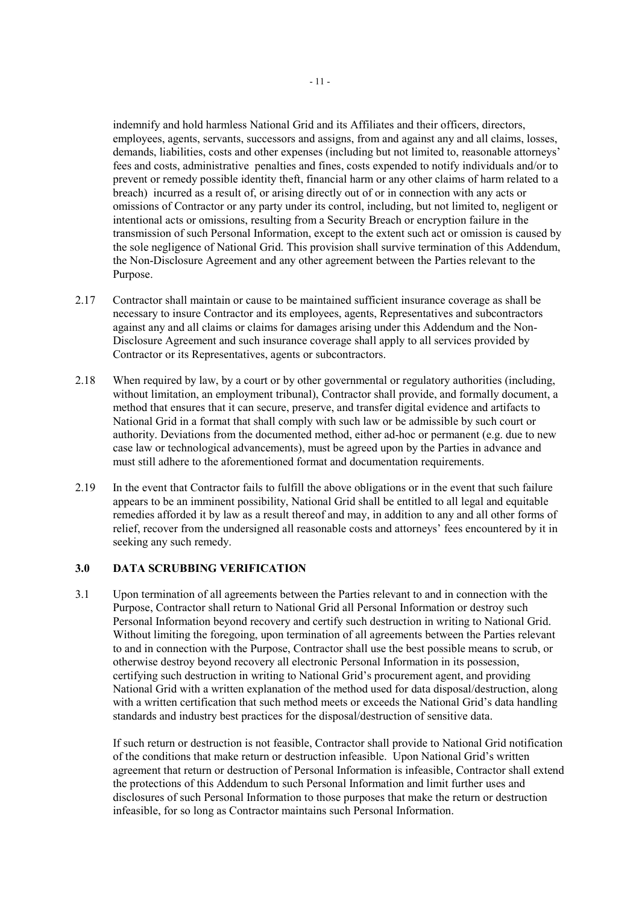indemnify and hold harmless National Grid and its Affiliates and their officers, directors, employees, agents, servants, successors and assigns, from and against any and all claims, losses, demands, liabilities, costs and other expenses (including but not limited to, reasonable attorneys' fees and costs, administrative penalties and fines, costs expended to notify individuals and/or to prevent or remedy possible identity theft, financial harm or any other claims of harm related to a breach) incurred as a result of, or arising directly out of or in connection with any acts or omissions of Contractor or any party under its control, including, but not limited to, negligent or intentional acts or omissions, resulting from a Security Breach or encryption failure in the transmission of such Personal Information, except to the extent such act or omission is caused by the sole negligence of National Grid. This provision shall survive termination of this Addendum, the Non-Disclosure Agreement and any other agreement between the Parties relevant to the Purpose.

2.17 Contractor shall maintain or cause to be maintained sufficient insurance coverage as shall be necessary to insure Contractor and its employees, agents, Representatives and subcontractors against any and all claims or claims for damages arising under this Addendum and the Non-Disclosure Agreement and such insurance coverage shall apply to all services provided by Contractor or its Representatives, agents or subcontractors.

2.18 When required by law, by a court or by other governmental or regulatory authorities (including, without limitation, an employment tribunal), Contractor shall provide, and formally document, a method that ensures that it can secure, preserve, and transfer digital evidence and artifacts to National Grid in a format that shall comply with such law or be admissible by such court or authority. Deviations from the documented method, either ad-hoc or permanent (e.g. due to new case law or technological advancements), must be agreed upon by the Parties in advance and must still adhere to the aforementioned format and documentation requirements.

2.19 In the event that Contractor fails to fulfill the above obligations or in the event that such failure appears to be an imminent possibility, National Grid shall be entitled to all legal and equitable remedies afforded it by law as a result thereof and may, in addition to any and all other forms of relief, recover from the undersigned all reasonable costs and attorneys' fees encountered by it in seeking any such remedy.

## 3.0 DATA SCRUBBING VERIFICATION

3.1 Upon termination of all agreements between the Parties relevant to and in connection with the Purpose, Contractor shall return to National Grid all Personal Information or destroy such Personal Information beyond recovery and certify such destruction in writing to National Grid. Without limiting the foregoing, upon termination of all agreements between the Parties relevant to and in connection with the Purpose, Contractor shall use the best possible means to scrub, or otherwise destroy beyond recovery all electronic Personal Information in its possession, certifying such destruction in writing to National Grid's procurement agent, and providing National Grid with a written explanation of the method used for data disposal/destruction, along with a written certification that such method meets or exceeds the National Grid's data handling standards and industry best practices for the disposal/destruction of sensitive data.

If such return or destruction is not feasible, Contractor shall provide to National Grid notification of the conditions that make return or destruction infeasible. Upon National Grid's written agreement that return or destruction of Personal Information is infeasible, Contractor shall extend the protections of this Addendum to such Personal Information and limit further uses and disclosures of such Personal Information to those purposes that make the return or destruction infeasible, for so long as Contractor maintains such Personal Information.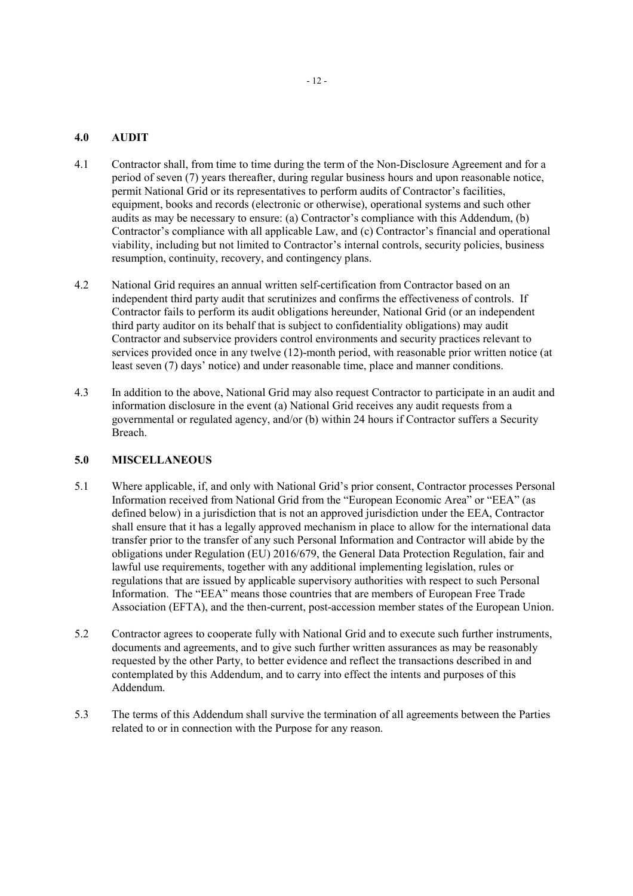## 4.0 AUDIT

4.1 Contractor shall, from time to time during the term of the Non-Disclosure Agreement and for a period of seven (7) years thereafter, during regular business hours and upon reasonable notice, permit National Grid or its representatives to perform audits of Contractor's facilities, equipment, books and records (electronic or otherwise), operational systems and such other audits as may be necessary to ensure: (a) Contractor's compliance with this Addendum, (b) Contractor's compliance with all applicable Law, and (c) Contractor's financial and operational viability, including but not limited to Contractor's internal controls, security policies, business resumption, continuity, recovery, and contingency plans.

4.2 National Grid requires an annual written self-certification from Contractor based on an independent third party audit that scrutinizes and confirms the effectiveness of controls. If Contractor fails to perform its audit obligations hereunder, National Grid (or an independent third party auditor on its behalf that is subject to confidentiality obligations) may audit Contractor and subservice providers control environments and security practices relevant to services provided once in any twelve (12)-month period, with reasonable prior written notice (at least seven (7) days' notice) and under reasonable time, place and manner conditions.

4.3 In addition to the above, National Grid may also request Contractor to participate in an audit and information disclosure in the event (a) National Grid receives any audit requests from a governmental or regulated agency, and/or (b) within 24 hours if Contractor suffers a Security Breach.

## 5.0 MISCELLANEOUS

5.1 Where applicable, if, and only with National Grid's prior consent, Contractor processes Personal Information received from National Grid from the "European Economic Area" or "EEA" (as defined below) in a jurisdiction that is not an approved jurisdiction under the EEA, Contractor shall ensure that it has a legally approved mechanism in place to allow for the international data transfer prior to the transfer of any such Personal Information and Contractor will abide by the obligations under Regulation (EU) 2016/679, the General Data Protection Regulation, fair and lawful use requirements, together with any additional implementing legislation, rules or regulations that are issued by applicable supervisory authorities with respect to such Personal Information. The "EEA" means those countries that are members of European Free Trade Association (EFTA), and the then-current, post-accession member states of the European Union.

5.2 Contractor agrees to cooperate fully with National Grid and to execute such further instruments, documents and agreements, and to give such further written assurances as may be reasonably requested by the other Party, to better evidence and reflect the transactions described in and contemplated by this Addendum, and to carry into effect the intents and purposes of this Addendum.

5.3 The terms of this Addendum shall survive the termination of all agreements between the Parties related to or in connection with the Purpose for any reason.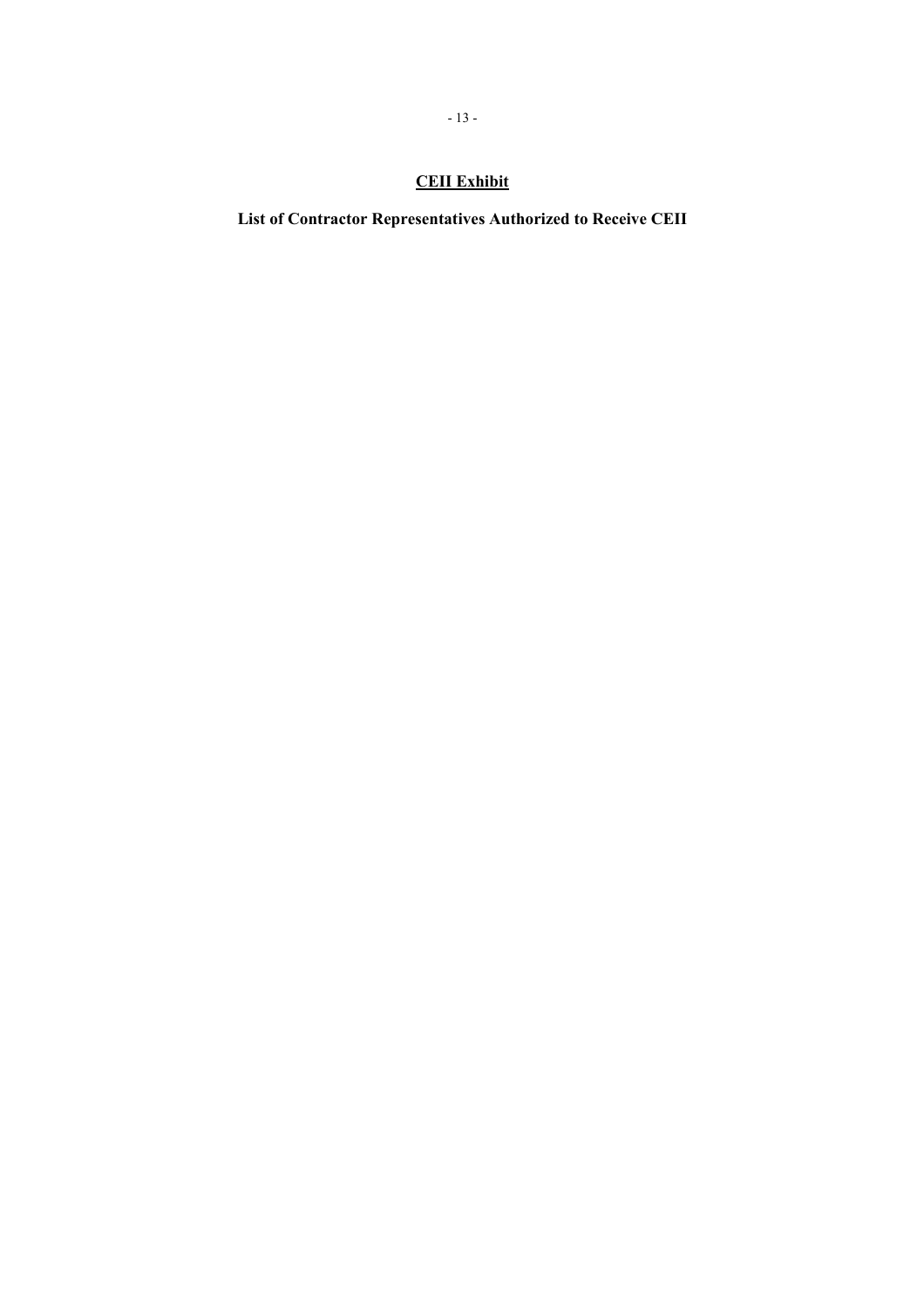## <u>CEII Exhibit</u>

**List of Contractor Representatives Authorized to Receive CEII**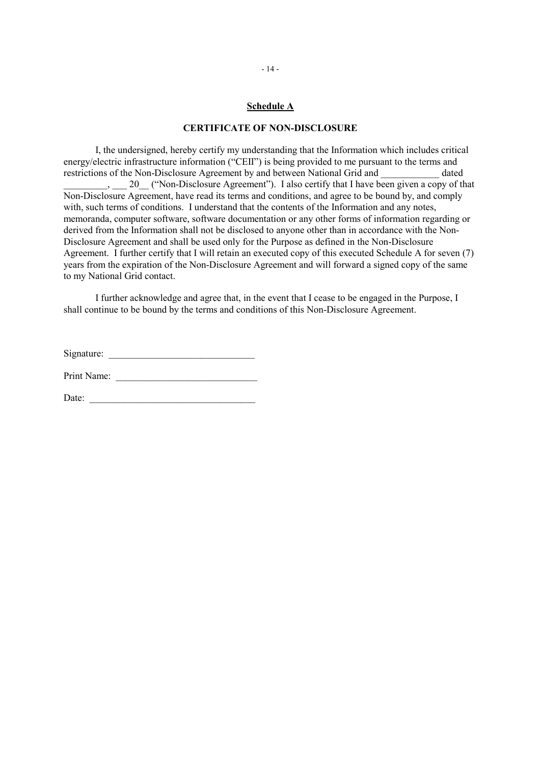**Schedule A**

**CERTIFICATE OF NON-DISCLOSURE**

I, the undersigned, hereby certify my understanding that the Information which includes critical energy/electric infrastructure information ("CEII") is being provided to me pursuant to the terms and restrictions of the Non-Disclosure Agreement by and between National Grid and ____________ dated _________, ___ 20__ ("Non-Disclosure Agreement"). I also certify that I have been given a copy of that Non-Disclosure Agreement, have read its terms and conditions, and agree to be bound by, and comply with, such terms of conditions. I understand that the contents of the Information and any notes, memoranda, computer software, software documentation or any other forms of information regarding or derived from the Information shall not be disclosed to anyone other than in accordance with the Non-Disclosure Agreement and shall be used only for the Purpose as defined in the Non-Disclosure Agreement. I further certify that I will retain an executed copy of this executed Schedule A for seven (7) years from the expiration of the Non-Disclosure Agreement and will forward a signed copy of the same to my National Grid contact.

I further acknowledge and agree that, in the event that I cease to be engaged in the Purpose, I shall continue to be bound by the terms and conditions of this Non-Disclosure Agreement.

Signature: ______________________________

Print Name: _____________________________

Date: __________________________________